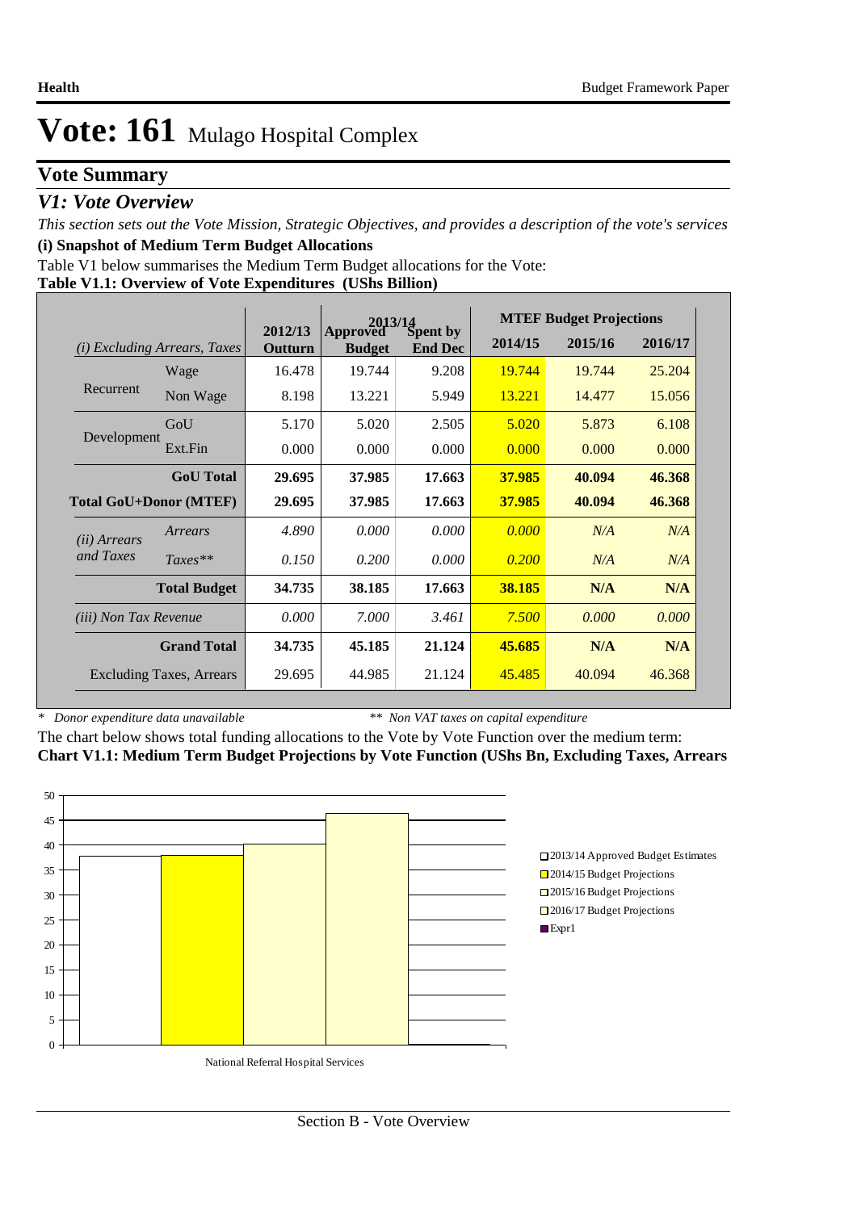# Vote: 161 Mulago Hospital Complex

## Vote Summary

### *V1: Vote Overview*

*This section sets out the Vote Mission, Strategic Objectives, and provides a description of the vote's services*

**(i) Snapshot of Medium Term Budget Allocations**

Table V1 below summarises the Medium Term Budget allocations for the Vote:

**Table V1.1: Overview of Vote Expenditures (UShs Billion)**

| *(i) Excluding Arrears, Taxes* | | 2012/13 Outturn | 2013/14 Approved Budget | 2013/14 Spent by End Dec | MTEF Budget Projections 2014/15 | 2015/16 | 2016/17 |
|---|---|---|---|---|---|---|---|
| Recurrent | Wage | 16.478 | 19.744 | 9.208 | 19.744 | 19.744 | 25.204 |
| | Non Wage | 8.198 | 13.221 | 5.949 | 13.221 | 14.477 | 15.056 |
| Development | GoU | 5.170 | 5.020 | 2.505 | 5.020 | 5.873 | 6.108 |
| | Ext.Fin | 0.000 | 0.000 | 0.000 | 0.000 | 0.000 | 0.000 |
| | **GoU Total** | **29.695** | **37.985** | **17.663** | **37.985** | **40.094** | **46.368** |
| **Total GoU+Donor (MTEF)** | | **29.695** | **37.985** | **17.663** | **37.985** | **40.094** | **46.368** |
| *(ii) Arrears and Taxes* | *Arrears* | *4.890* | *0.000* | *0.000* | *0.000* | *N/A* | *N/A* |
| | *Taxes\*\** | *0.150* | *0.200* | *0.000* | *0.200* | *N/A* | *N/A* |
| | **Total Budget** | **34.735** | **38.185** | **17.663** | **38.185** | **N/A** | **N/A** |
| *(iii) Non Tax Revenue* | | *0.000* | *7.000* | *3.461* | *7.500* | *0.000* | *0.000* |
| | **Grand Total** | **34.735** | **45.185** | **21.124** | **45.685** | **N/A** | **N/A** |
| Excluding Taxes, Arrears | | 29.695 | 44.985 | 21.124 | 45.485 | 40.094 | 46.368 |

\* *Donor expenditure data unavailable* &nbsp;&nbsp;&nbsp;&nbsp; \*\* *Non VAT taxes on capital expenditure*

The chart below shows total funding allocations to the Vote by Vote Function over the medium term:

**Chart V1.1: Medium Term Budget Projections by Vote Function (UShs Bn, Excluding Taxes, Arrears**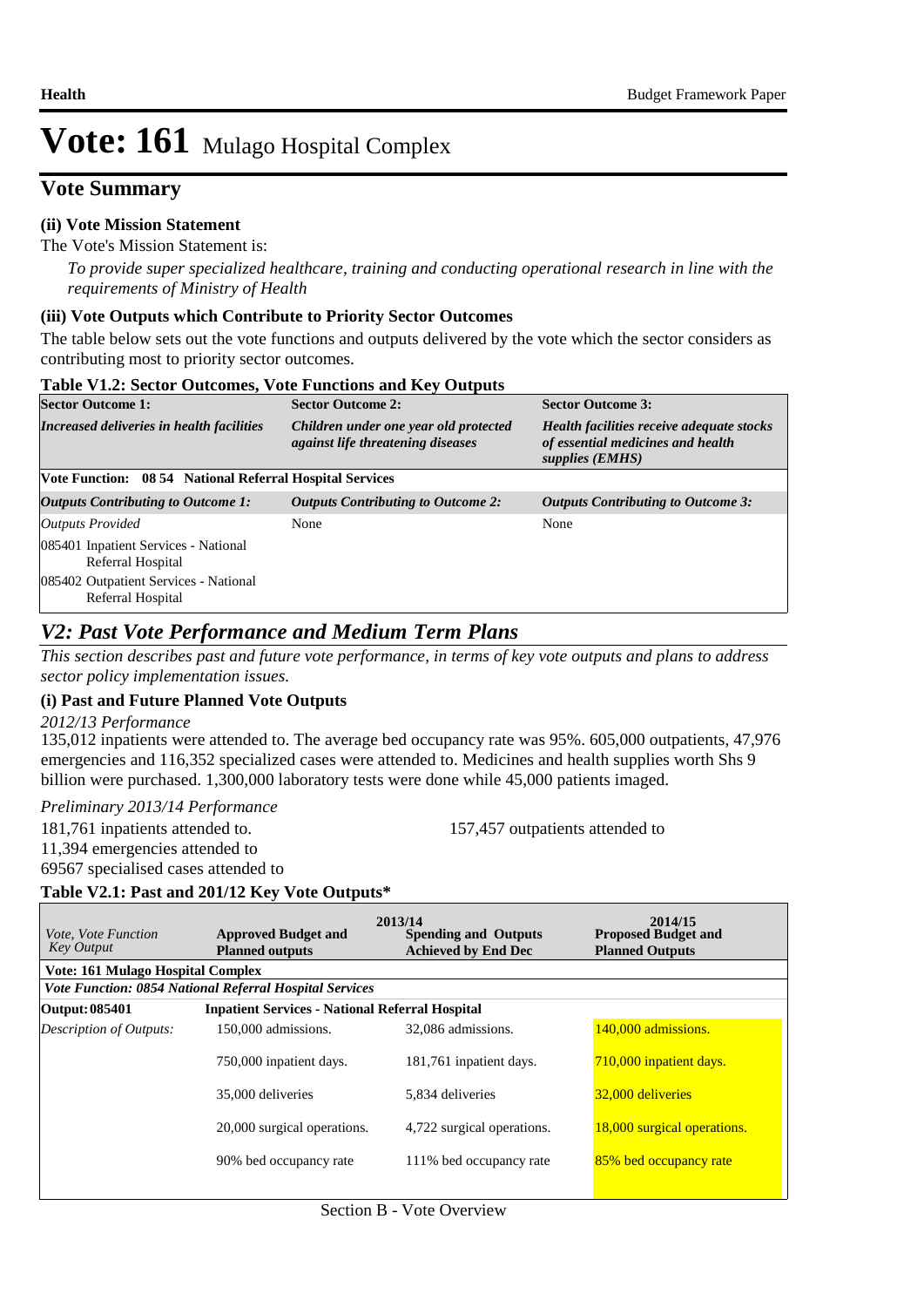# Vote: 161 Mulago Hospital Complex

## Vote Summary

### (ii) Vote Mission Statement

The Vote's Mission Statement is:

*To provide super specialized healthcare, training and conducting operational research in line with the requirements of Ministry of Health*

### (iii) Vote Outputs which Contribute to Priority Sector Outcomes

The table below sets out the vote functions and outputs delivered by the vote which the sector considers as contributing most to priority sector outcomes.

**Table V1.2: Sector Outcomes, Vote Functions and Key Outputs**

| **Sector Outcome 1:** | **Sector Outcome 2:** | **Sector Outcome 3:** |
|---|---|---|
| ***Increased deliveries in health facilities*** | ***Children under one year old protected against life threatening diseases*** | ***Health facilities receive adequate stocks of essential medicines and health supplies (EMHS)*** |
| **Vote Function: 08 54 National Referral Hospital Services** | | |
| ***Outputs Contributing to Outcome 1:*** | ***Outputs Contributing to Outcome 2:*** | ***Outputs Contributing to Outcome 3:*** |
| *Outputs Provided* | None | None |
| 085401 Inpatient Services - National Referral Hospital | | |
| 085402 Outpatient Services - National Referral Hospital | | |

## *V2: Past Vote Performance and Medium Term Plans*

*This section describes past and future vote performance, in terms of key vote outputs and plans to address sector policy implementation issues.*

### (i) Past and Future Planned Vote Outputs

*2012/13 Performance*

135,012 inpatients were attended to. The average bed occupancy rate was 95%. 605,000 outpatients, 47,976 emergencies and 116,352 specialized cases were attended to. Medicines and health supplies worth Shs 9 billion were purchased. 1,300,000 laboratory tests were done while 45,000 patients imaged.

*Preliminary 2013/14 Performance*

181,761 inpatients attended to.

157,457 outpatients attended to

11,394 emergencies attended to

69567 specialised cases attended to

**Table V2.1: Past and 201/12 Key Vote Outputs\***

| *Vote, Vote Function Key Output* | 2013/14 **Approved Budget and Planned outputs** | **Spending and Outputs Achieved by End Dec** | 2014/15 **Proposed Budget and Planned Outputs** |
|---|---|---|---|
| **Vote: 161 Mulago Hospital Complex** | | | |
| ***Vote Function: 0854 National Referral Hospital Services*** | | | |
| **Output: 085401** | **Inpatient Services - National Referral Hospital** | | |
| *Description of Outputs:* | 150,000 admissions. | 32,086 admissions. | 140,000 admissions. |
| | 750,000 inpatient days. | 181,761 inpatient days. | 710,000 inpatient days. |
| | 35,000 deliveries | 5,834 deliveries | 32,000 deliveries |
| | 20,000 surgical operations. | 4,722 surgical operations. | 18,000 surgical operations. |
| | 90% bed occupancy rate | 111% bed occupancy rate | 85% bed occupancy rate |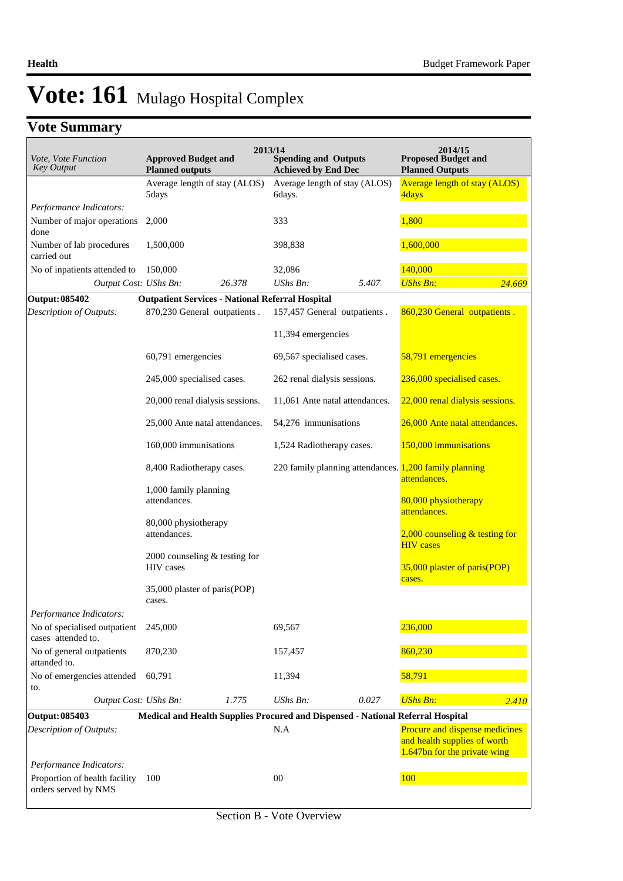# Vote: 161 Mulago Hospital Complex

## Vote Summary

| Vote, Vote Function Key Output | 2013/14 Approved Budget and Planned outputs | | 2013/14 Spending and Outputs Achieved by End Dec | | 2014/15 Proposed Budget and Planned Outputs | |
|---|---|---|---|---|---|---|
| | Average length of stay (ALOS) 5days | | Average length of stay (ALOS) 6days. | | Average length of stay (ALOS) 4days | |
| *Performance Indicators:* | | | | | | |
| Number of major operations done | 2,000 | | 333 | | 1,800 | |
| Number of lab procedures carried out | 1,500,000 | | 398,838 | | 1,600,000 | |
| No of inpatients attended to | 150,000 | | 32,086 | | 140,000 | |
| *Output Cost:* | *UShs Bn:* | *26.378* | *UShs Bn:* | *5.407* | *UShs Bn:* | *24.669* |
| **Output: 085402** | **Outpatient Services - National Referral Hospital** | | | | | |
| *Description of Outputs:* | 870,230 General outpatients .<br><br>60,791 emergencies<br><br>245,000 specialised cases.<br><br>20,000 renal dialysis sessions.<br><br>25,000 Ante natal attendances.<br><br>160,000 immunisations<br><br>8,400 Radiotherapy cases.<br><br>1,000 family planning attendances.<br><br>80,000 physiotherapy attendances.<br><br>2000 counseling & testing for HIV cases<br><br>35,000 plaster of paris(POP) cases. | | 157,457 General outpatients .<br><br>11,394 emergencies<br><br>69,567 specialised cases.<br><br>262 renal dialysis sessions.<br><br>11,061 Ante natal attendances.<br><br>54,276 immunisations<br><br>1,524 Radiotherapy cases.<br><br>220 family planning attendances. | | 860,230 General outpatients .<br><br>58,791 emergencies<br><br>236,000 specialised cases.<br><br>22,000 renal dialysis sessions.<br><br>26,000 Ante natal attendances.<br><br>150,000 immunisations<br><br>1,200 family planning attendances.<br><br>80,000 physiotherapy attendances.<br><br>2,000 counseling & testing for HIV cases<br><br>35,000 plaster of paris(POP) cases. | |
| *Performance Indicators:* | | | | | | |
| No of specialised outpatient cases attended to. | 245,000 | | 69,567 | | 236,000 | |
| No of general outpatients attanded to. | 870,230 | | 157,457 | | 860,230 | |
| No of emergencies attended to. | 60,791 | | 11,394 | | 58,791 | |
| *Output Cost:* | *UShs Bn:* | *1.775* | *UShs Bn:* | *0.027* | *UShs Bn:* | *2.410* |
| **Output: 085403** | **Medical and Health Supplies Procured and Dispensed - National Referral Hospital** | | | | | |
| *Description of Outputs:* | | | N.A | | Procure and dispense medicines and health supplies of worth 1.647bn for the private wing | |
| *Performance Indicators:* | | | | | | |
| Proportion of health facility orders served by NMS | 100 | | 00 | | 100 | |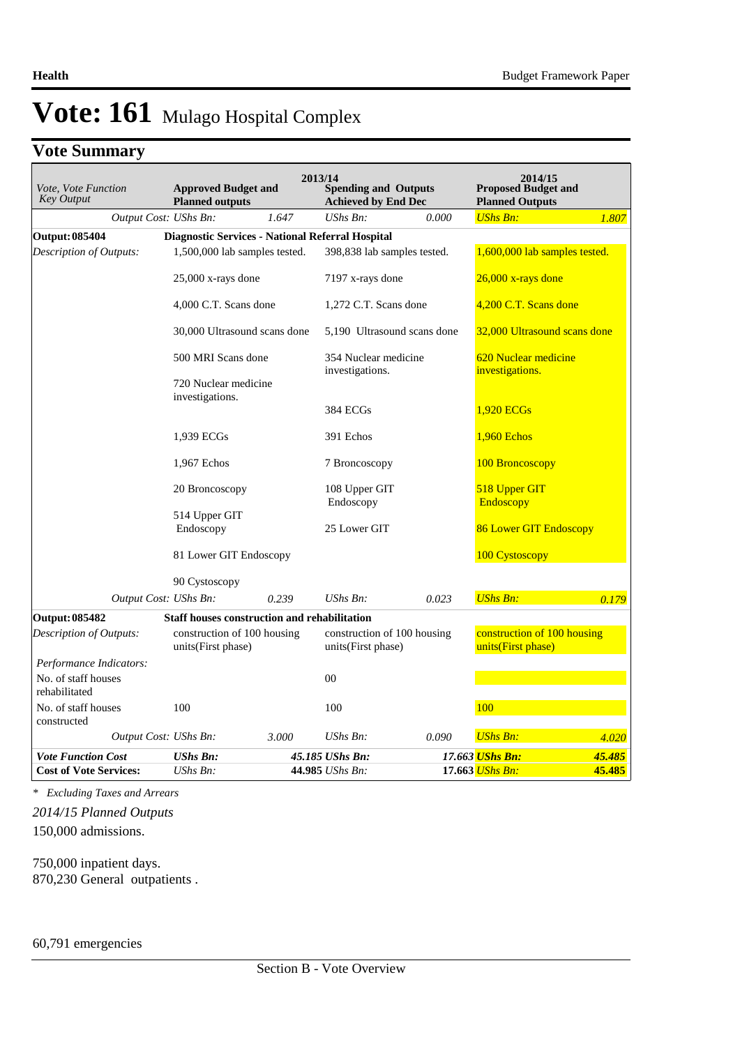# Vote: 161 Mulago Hospital Complex

## Vote Summary

| Vote, Vote Function Key Output | 2013/14 Approved Budget and Planned outputs | | 2013/14 Spending and Outputs Achieved by End Dec | | 2014/15 Proposed Budget and Planned Outputs | |
|---|---|---|---|---|---|---|
| Output Cost: | UShs Bn: | 1.647 | UShs Bn: | 0.000 | UShs Bn: | 1.807 |
| **Output: 085404** | **Diagnostic Services - National Referral Hospital** | | | | | |
| *Description of Outputs:* | 1,500,000 lab samples tested.<br><br>25,000 x-rays done<br><br>4,000 C.T. Scans done<br><br>30,000 Ultrasound scans done<br><br>500 MRI Scans done<br><br>720 Nuclear medicine investigations.<br><br>1,939 ECGs<br><br>1,967 Echos<br><br>20 Broncoscopy<br><br>514 Upper GIT Endoscopy<br><br>81 Lower GIT Endoscopy<br><br>90 Cystoscopy | | 398,838 lab samples tested.<br><br>7197 x-rays done<br><br>1,272 C.T. Scans done<br><br>5,190 Ultrasound scans done<br><br>354 Nuclear medicine investigations.<br><br>384 ECGs<br><br>391 Echos<br><br>7 Broncoscopy<br><br>108 Upper GIT Endoscopy<br><br>25 Lower GIT | | 1,600,000 lab samples tested.<br><br>26,000 x-rays done<br><br>4,200 C.T. Scans done<br><br>32,000 Ultrasound scans done<br><br>620 Nuclear medicine investigations.<br><br>1,920 ECGs<br><br>1,960 Echos<br><br>100 Broncoscopy<br><br>518 Upper GIT Endoscopy<br><br>86 Lower GIT Endoscopy<br><br>100 Cystoscopy | |
| Output Cost: | UShs Bn: | 0.239 | UShs Bn: | 0.023 | UShs Bn: | 0.179 |
| **Output: 085482** | **Staff houses construction and rehabilitation** | | | | | |
| *Description of Outputs:* | construction of 100 housing units(First phase) | | construction of 100 housing units(First phase) | | construction of 100 housing units(First phase) | |
| *Performance Indicators:* | | | | | | |
| No. of staff houses rehabilitated | | | 00 | | | |
| No. of staff houses constructed | 100 | | 100 | | 100 | |
| Output Cost: | UShs Bn: | 3.000 | UShs Bn: | 0.090 | UShs Bn: | 4.020 |
| ***Vote Function Cost*** | ***UShs Bn:*** | ***45.185*** | ***UShs Bn:*** | ***17.663*** | ***UShs Bn:*** | ***45.485*** |
| **Cost of Vote Services:** | *UShs Bn:* | **44.985** | *UShs Bn:* | **17.663** | *UShs Bn:* | **45.485** |

*\* Excluding Taxes and Arrears*

*2014/15 Planned Outputs*

150,000 admissions.

750,000 inpatient days.
870,230 General outpatients .

60,791 emergencies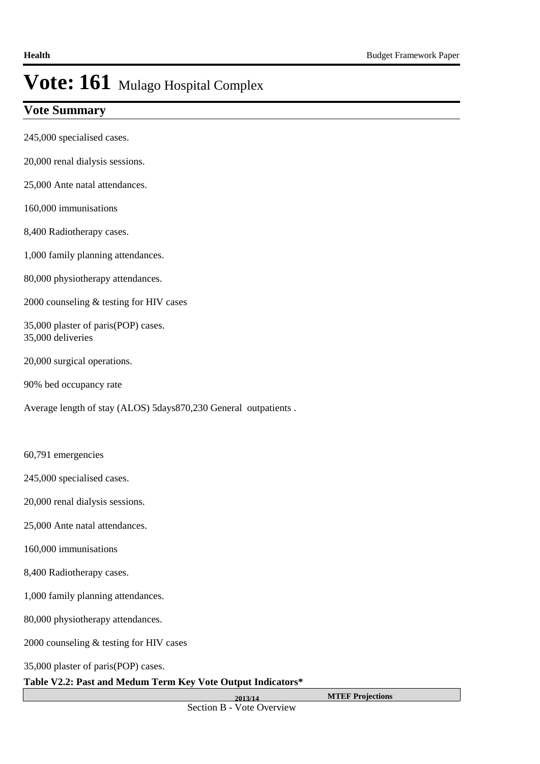# Vote: 161 Mulago Hospital Complex

## Vote Summary

245,000 specialised cases.

20,000 renal dialysis sessions.

25,000 Ante natal attendances.

160,000 immunisations

8,400 Radiotherapy cases.

1,000 family planning attendances.

80,000 physiotherapy attendances.

2000 counseling & testing for HIV cases

35,000 plaster of paris(POP) cases.
35,000 deliveries

20,000 surgical operations.

90% bed occupancy rate

Average length of stay (ALOS) 5days870,230 General outpatients .

60,791 emergencies

245,000 specialised cases.

20,000 renal dialysis sessions.

25,000 Ante natal attendances.

160,000 immunisations

8,400 Radiotherapy cases.

1,000 family planning attendances.

80,000 physiotherapy attendances.

2000 counseling & testing for HIV cases

35,000 plaster of paris(POP) cases.

**Table V2.2: Past and Medum Term Key Vote Output Indicators***

| | 2013/14 | MTEF Projections |
|---|---|---|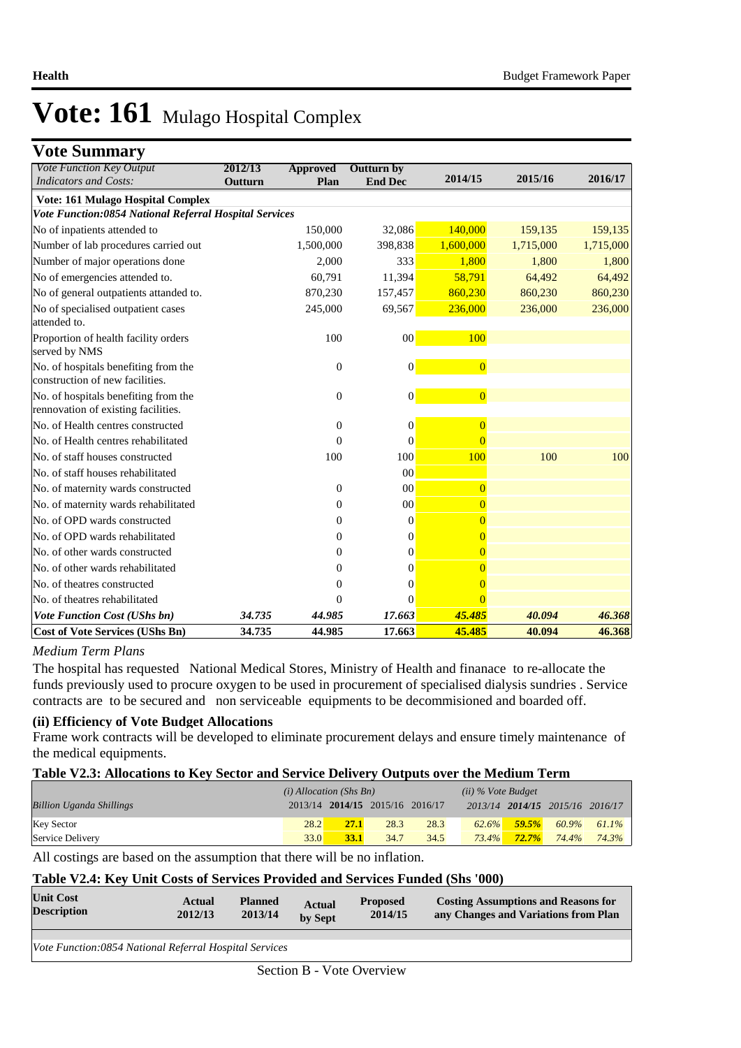# Vote: 161 Mulago Hospital Complex

## Vote Summary

| *Vote Function Key Output Indicators and Costs:* | 2012/13 Outturn | Approved Plan | Outturn by End Dec | 2014/15 | 2015/16 | 2016/17 |
|---|---|---|---|---|---|---|
| **Vote: 161 Mulago Hospital Complex** | | | | | | |
| ***Vote Function:0854 National Referral Hospital Services*** | | | | | | |
| No of inpatients attended to | | 150,000 | 32,086 | 140,000 | 159,135 | 159,135 |
| Number of lab procedures carried out | | 1,500,000 | 398,838 | 1,600,000 | 1,715,000 | 1,715,000 |
| Number of major operations done | | 2,000 | 333 | 1,800 | 1,800 | 1,800 |
| No of emergencies attended to. | | 60,791 | 11,394 | 58,791 | 64,492 | 64,492 |
| No of general outpatients attanded to. | | 870,230 | 157,457 | 860,230 | 860,230 | 860,230 |
| No of specialised outpatient cases attended to. | | 245,000 | 69,567 | 236,000 | 236,000 | 236,000 |
| Proportion of health facility orders served by NMS | | 100 | 00 | 100 | | |
| No. of hospitals benefiting from the construction of new facilities. | | 0 | 0 | 0 | | |
| No. of hospitals benefiting from the rennovation of existing facilities. | | 0 | 0 | 0 | | |
| No. of Health centres constructed | | 0 | 0 | 0 | | |
| No. of Health centres rehabilitated | | 0 | 0 | 0 | | |
| No. of staff houses constructed | | 100 | 100 | 100 | 100 | 100 |
| No. of staff houses rehabilitated | | | 00 | | | |
| No. of maternity wards constructed | | 0 | 00 | 0 | | |
| No. of maternity wards rehabilitated | | 0 | 00 | 0 | | |
| No. of OPD wards constructed | | 0 | 0 | 0 | | |
| No. of OPD wards rehabilitated | | 0 | 0 | 0 | | |
| No. of other wards constructed | | 0 | 0 | 0 | | |
| No. of other wards rehabilitated | | 0 | 0 | 0 | | |
| No. of theatres constructed | | 0 | 0 | 0 | | |
| No. of theatres rehabilitated | | 0 | 0 | 0 | | |
| ***Vote Function Cost (UShs bn)*** | *34.735* | *44.985* | *17.663* | *45.485* | *40.094* | *46.368* |
| **Cost of Vote Services (UShs Bn)** | **34.735** | **44.985** | **17.663** | **45.485** | **40.094** | **46.368** |

*Medium Term Plans*

The hospital has requested National Medical Stores, Ministry of Health and finanace to re-allocate the funds previously used to procure oxygen to be used in procurement of specialised dialysis sundries . Service contracts are to be secured and non serviceable equipments to be decommisioned and boarded off.

### (ii) Efficiency of Vote Budget Allocations

Frame work contracts will be developed to eliminate procurement delays and ensure timely maintenance of the medical equipments.

### Table V2.3: Allocations to Key Sector and Service Delivery Outputs over the Medium Term

| *Billion Uganda Shillings* | *(i) Allocation (Shs Bn)* 2013/14 | **2014/15** | 2015/16 | 2016/17 | *(ii) % Vote Budget* 2013/14 | **2014/15** | 2015/16 | 2016/17 |
|---|---|---|---|---|---|---|---|---|
| Key Sector | 28.2 | **27.1** | 28.3 | 28.3 | *62.6%* | ***59.5%*** | *60.9%* | *61.1%* |
| Service Delivery | 33.0 | **33.1** | 34.7 | 34.5 | *73.4%* | ***72.7%*** | *74.4%* | *74.3%* |

All costings are based on the assumption that there will be no inflation.

### Table V2.4: Key Unit Costs of Services Provided and Services Funded (Shs '000)

| Unit Cost Description | Actual 2012/13 | Planned 2013/14 | Actual by Sept | Proposed 2014/15 | Costing Assumptions and Reasons for any Changes and Variations from Plan |
|---|---|---|---|---|---|
| *Vote Function:0854 National Referral Hospital Services* | | | | | |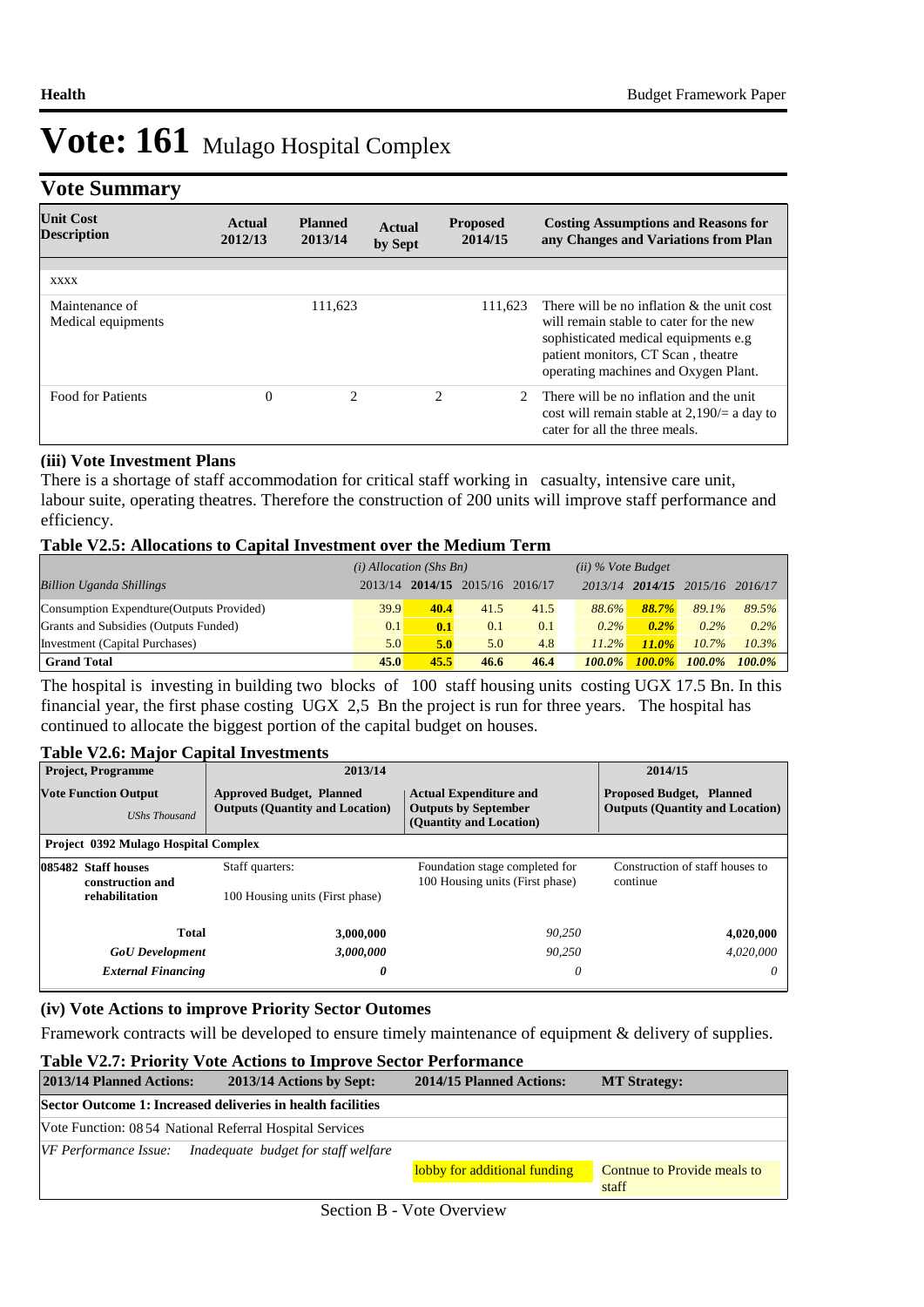# Vote: 161 Mulago Hospital Complex

## Vote Summary

| Unit Cost Description | Actual 2012/13 | Planned 2013/14 | Actual by Sept | Proposed 2014/15 | Costing Assumptions and Reasons for any Changes and Variations from Plan |
|---|---|---|---|---|---|
| XXXX | | | | | |
| Maintenance of Medical equipments | | 111,623 | | 111,623 | There will be no inflation & the unit cost will remain stable to cater for the new sophisticated medical equipments e.g patient monitors, CT Scan , theatre operating machines and Oxygen Plant. |
| Food for Patients | 0 | 2 | 2 | 2 | There will be no inflation and the unit cost will remain stable at 2,190/= a day to cater for all the three meals. |

### (iii) Vote Investment Plans

There is a shortage of staff accommodation for critical staff working in casualty, intensive care unit, labour suite, operating theatres. Therefore the construction of 200 units will improve staff performance and efficiency.

**Table V2.5: Allocations to Capital Investment over the Medium Term**

| | (i) Allocation (Shs Bn) | | | | (ii) % Vote Budget | | | |
|---|---|---|---|---|---|---|---|---|
| *Billion Uganda Shillings* | 2013/14 | **2014/15** | 2015/16 | 2016/17 | *2013/14* | ***2014/15*** | *2015/16* | *2016/17* |
| Consumption Expendture(Outputs Provided) | 39.9 | **40.4** | 41.5 | 41.5 | *88.6%* | ***88.7%*** | *89.1%* | *89.5%* |
| Grants and Subsidies (Outputs Funded) | 0.1 | **0.1** | 0.1 | 0.1 | *0.2%* | ***0.2%*** | *0.2%* | *0.2%* |
| Investment (Capital Purchases) | 5.0 | **5.0** | 5.0 | 4.8 | *11.2%* | ***11.0%*** | *10.7%* | *10.3%* |
| **Grand Total** | **45.0** | **45.5** | **46.6** | **46.4** | ***100.0%*** | ***100.0%*** | ***100.0%*** | ***100.0%*** |

The hospital is investing in building two blocks of 100 staff housing units costing UGX 17.5 Bn. In this financial year, the first phase costing UGX 2,5 Bn the project is run for three years. The hospital has continued to allocate the biggest portion of the capital budget on houses.

**Table V2.6: Major Capital Investments**

| Project, Programme | 2013/14 | | 2014/15 |
|---|---|---|---|
| **Vote Function Output** *UShs Thousand* | **Approved Budget, Planned Outputs (Quantity and Location)** | **Actual Expenditure and Outputs by September (Quantity and Location)** | **Proposed Budget, Planned Outputs (Quantity and Location)** |
| **Project 0392 Mulago Hospital Complex** | | | |
| **085482 Staff houses construction and rehabilitation** | Staff quarters: 100 Housing units (First phase) | Foundation stage completed for 100 Housing units (First phase) | Construction of staff houses to continue |
| **Total** | **3,000,000** | *90,250* | **4,020,000** |
| ***GoU Development*** | ***3,000,000*** | *90,250* | *4,020,000* |
| ***External Financing*** | ***0*** | *0* | *0* |

### (iv) Vote Actions to improve Priority Sector Outomes

Framework contracts will be developed to ensure timely maintenance of equipment & delivery of supplies.

**Table V2.7: Priority Vote Actions to Improve Sector Performance**

| 2013/14 Planned Actions: | 2013/14 Actions by Sept: | 2014/15 Planned Actions: | MT Strategy: |
|---|---|---|---|
| **Sector Outcome 1: Increased deliveries in health facilities** | | | |
| Vote Function: 08 54 National Referral Hospital Services | | | |
| *VF Performance Issue:* | *Inadequate budget for staff welfare* | | |
| | | lobby for additional funding | Contnue to Provide meals to staff |

Section B - Vote Overview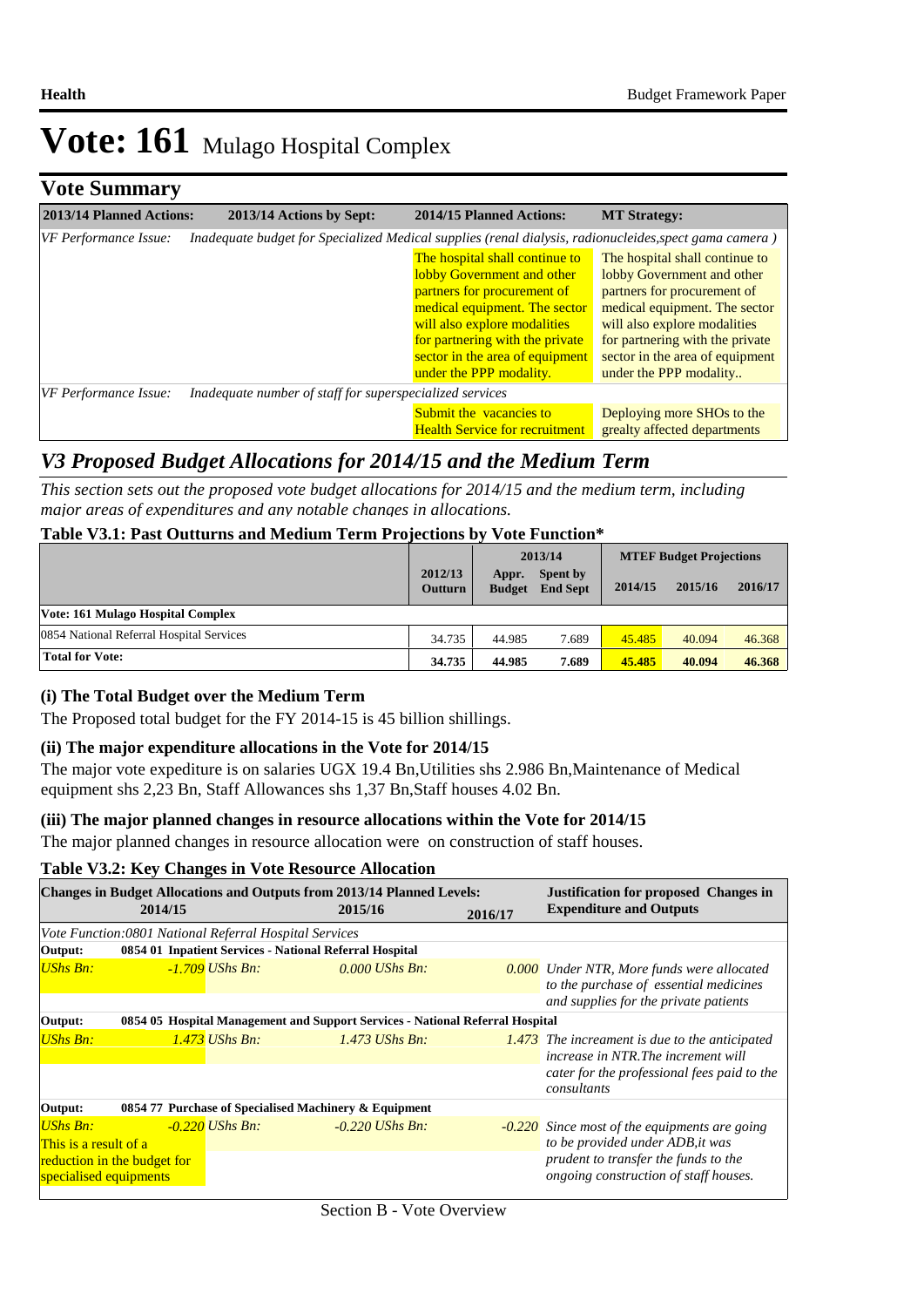# Vote: 161 Mulago Hospital Complex

## Vote Summary

| 2013/14 Planned Actions: | 2013/14 Actions by Sept: | 2014/15 Planned Actions: | MT Strategy: |
|---|---|---|---|
| *VF Performance Issue:* | *Inadequate budget for Specialized Medical supplies (renal dialysis, radionucleides,spect gama camera )* | | |
| | | The hospital shall continue to lobby Government and other partners for procurement of medical equipment. The sector will also explore modalities for partnering with the private sector in the area of equipment under the PPP modality. | The hospital shall continue to lobby Government and other partners for procurement of medical equipment. The sector will also explore modalities for partnering with the private sector in the area of equipment under the PPP modality.. |
| *VF Performance Issue:* | *Inadequate number of staff for superspecialized services* | | |
| | | Submit the vacancies to Health Service for recruitment | Deploying more SHOs to the grealty affected departments |

## V3 Proposed Budget Allocations for 2014/15 and the Medium Term

*This section sets out the proposed vote budget allocations for 2014/15 and the medium term, including major areas of expenditures and any notable changes in allocations.*

### Table V3.1: Past Outturns and Medium Term Projections by Vote Function*

| | 2012/13 Outturn | 2013/14 Appr. Budget | 2013/14 Spent by End Sept | MTEF Budget Projections 2014/15 | 2015/16 | 2016/17 |
|---|---|---|---|---|---|---|
| **Vote: 161 Mulago Hospital Complex** | | | | | | |
| 0854 National Referral Hospital Services | 34.735 | 44.985 | 7.689 | 45.485 | 40.094 | 46.368 |
| **Total for Vote:** | **34.735** | **44.985** | **7.689** | **45.485** | **40.094** | **46.368** |

### (i) The Total Budget over the Medium Term

The Proposed total budget for the FY 2014-15 is 45 billion shillings.

### (ii) The major expenditure allocations in the Vote for 2014/15

The major vote expediture is on salaries UGX 19.4 Bn,Utilities shs 2.986 Bn,Maintenance of Medical equipment shs 2,23 Bn, Staff Allowances shs 1,37 Bn,Staff houses 4.02 Bn.

### (iii) The major planned changes in resource allocations within the Vote for 2014/15

The major planned changes in resource allocation were on construction of staff houses.

### Table V3.2: Key Changes in Vote Resource Allocation

| Changes in Budget Allocations and Outputs from 2013/14 Planned Levels: 2014/15 | 2015/16 | 2016/17 | Justification for proposed Changes in Expenditure and Outputs |
|---|---|---|---|
| *Vote Function:0801 National Referral Hospital Services* | | | |
| **Output: 0854 01 Inpatient Services - National Referral Hospital** | | | |
| *UShs Bn: -1.709* | *UShs Bn: 0.000* | *UShs Bn: 0.000* | *Under NTR, More funds were allocated to the purchase of essential medicines and supplies for the private patients* |
| **Output: 0854 05 Hospital Management and Support Services - National Referral Hospital** | | | |
| *UShs Bn: 1.473* | *UShs Bn: 1.473* | *UShs Bn: 1.473* | *The increament is due to the anticipated increase in NTR.The increment will cater for the professional fees paid to the consultants* |
| **Output: 0854 77 Purchase of Specialised Machinery & Equipment** | | | |
| *UShs Bn: -0.220* This is a result of a reduction in the budget for specialised equipments | *UShs Bn: -0.220* | *UShs Bn: -0.220* | *Since most of the equipments are going to be provided under ADB,it was prudent to transfer the funds to the ongoing construction of staff houses.* |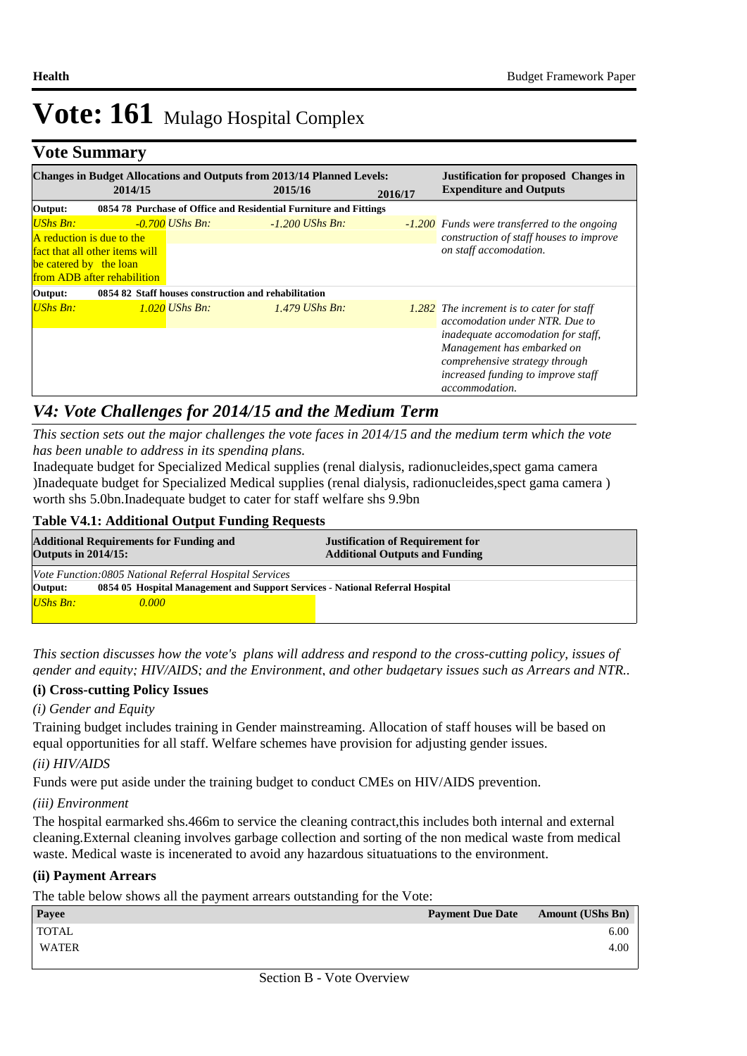# Vote: 161 Mulago Hospital Complex

## Vote Summary

| Changes in Budget Allocations and Outputs from 2013/14 Planned Levels: 2014/15 | 2015/16 | 2016/17 | Justification for proposed Changes in Expenditure and Outputs |
|---|---|---|---|
| **Output: 0854 78 Purchase of Office and Residential Furniture and Fittings** | | | |
| *UShs Bn:* *-0.700* A reduction is due to the fact that all other items will be catered by the loan from ADB after rehabilitation | *UShs Bn:* *-1.200* | *UShs Bn:* *-1.200* | *Funds were transferred to the ongoing construction of staff houses to improve on staff accomodation.* |
| **Output: 0854 82 Staff houses construction and rehabilitation** | | | |
| *UShs Bn:* *1.020* | *UShs Bn:* *1.479* | *UShs Bn:* *1.282* | *The increment is to cater for staff accomodation under NTR. Due to inadequate accomodation for staff, Management has embarked on comprehensive strategy through increased funding to improve staff accommodation.* |

## *V4: Vote Challenges for 2014/15 and the Medium Term*

*This section sets out the major challenges the vote faces in 2014/15 and the medium term which the vote has been unable to address in its spending plans.*

Inadequate budget for Specialized Medical supplies (renal dialysis, radionucleides,spect gama camera )Inadequate budget for Specialized Medical supplies (renal dialysis, radionucleides,spect gama camera ) worth shs 5.0bn.Inadequate budget to cater for staff welfare shs 9.9bn

**Table V4.1: Additional Output Funding Requests**

| Additional Requirements for Funding and Outputs in 2014/15: | Justification of Requirement for Additional Outputs and Funding |
|---|---|
| *Vote Function:0805 National Referral Hospital Services* | |
| **Output: 0854 05 Hospital Management and Support Services - National Referral Hospital** | |
| *UShs Bn:* *0.000* | |

*This section discusses how the vote's plans will address and respond to the cross-cutting policy, issues of gender and equity; HIV/AIDS; and the Environment, and other budgetary issues such as Arrears and NTR..*

### (i) Cross-cutting Policy Issues

*(i) Gender and Equity*

Training budget includes training in Gender mainstreaming. Allocation of staff houses will be based on equal opportunities for all staff. Welfare schemes have provision for adjusting gender issues.

*(ii) HIV/AIDS*

Funds were put aside under the training budget to conduct CMEs on HIV/AIDS prevention.

*(iii) Environment*

The hospital earmarked shs.466m to service the cleaning contract,this includes both internal and external cleaning.External cleaning involves garbage collection and sorting of the non medical waste from medical waste. Medical waste is incenerated to avoid any hazardous situatuations to the environment.

### (ii) Payment Arrears

The table below shows all the payment arrears outstanding for the Vote:

| Payee | Payment Due Date | Amount (UShs Bn) |
|---|---|---|
| TOTAL | | 6.00 |
| WATER | | 4.00 |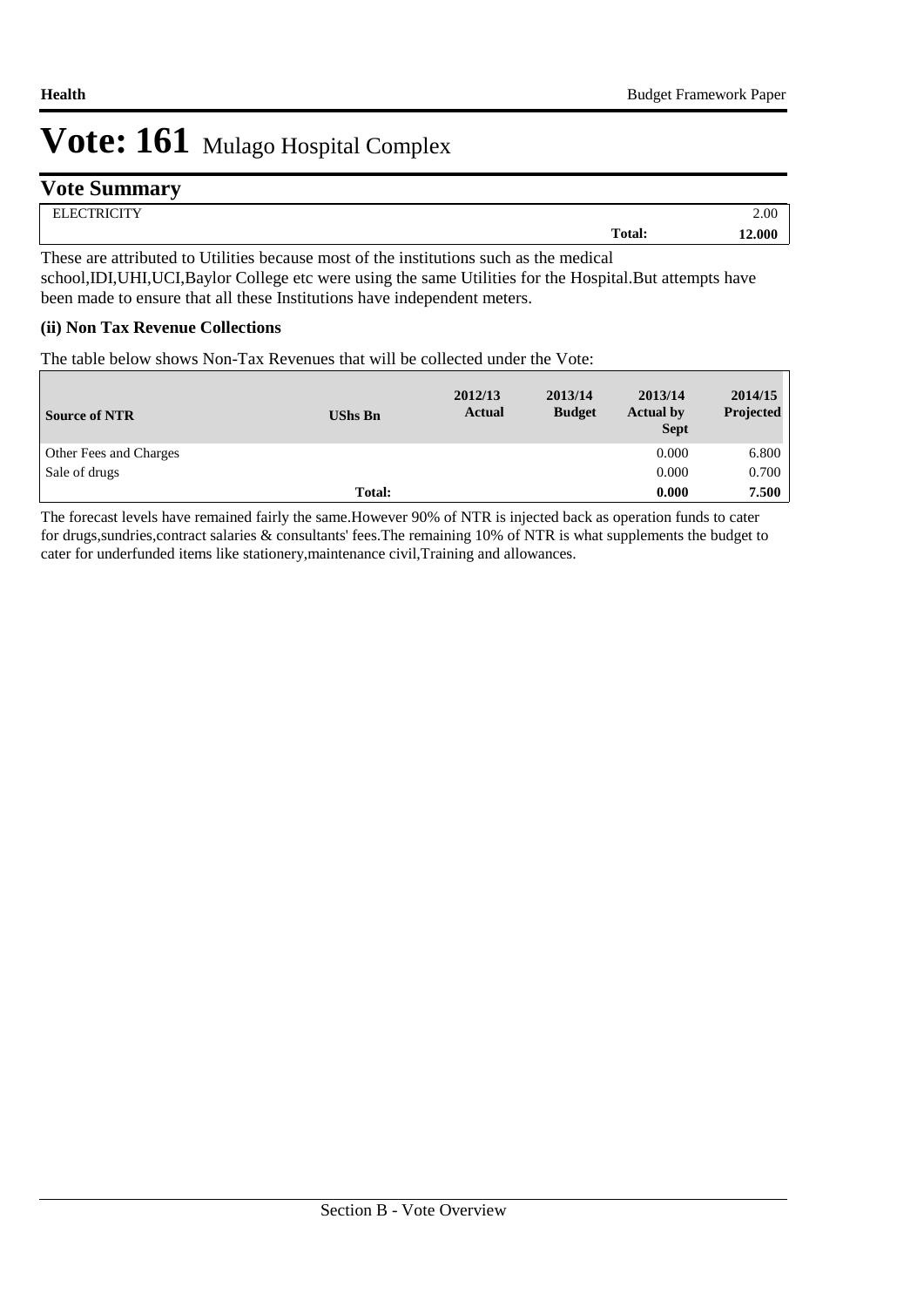# Vote: 161 Mulago Hospital Complex

## Vote Summary

| | | |
|---|---|---|
| ELECTRICITY | | 2.00 |
| | **Total:** | **12.000** |

These are attributed to Utilities because most of the institutions such as the medical school,IDI,UHI,UCI,Baylor College etc were using the same Utilities for the Hospital.But attempts have been made to ensure that all these Institutions have independent meters.

### (ii) Non Tax Revenue Collections

The table below shows Non-Tax Revenues that will be collected under the Vote:

| Source of NTR | UShs Bn | 2012/13 Actual | 2013/14 Budget | 2013/14 Actual by Sept | 2014/15 Projected |
|---|---|---|---|---|---|
| Other Fees and Charges | | | | 0.000 | 6.800 |
| Sale of drugs | | | | 0.000 | 0.700 |
| | **Total:** | | | **0.000** | **7.500** |

The forecast levels have remained fairly the same.However 90% of NTR is injected back as operation funds to cater for drugs,sundries,contract salaries & consultants' fees.The remaining 10% of NTR is what supplements the budget to cater for underfunded items like stationery,maintenance civil,Training and allowances.